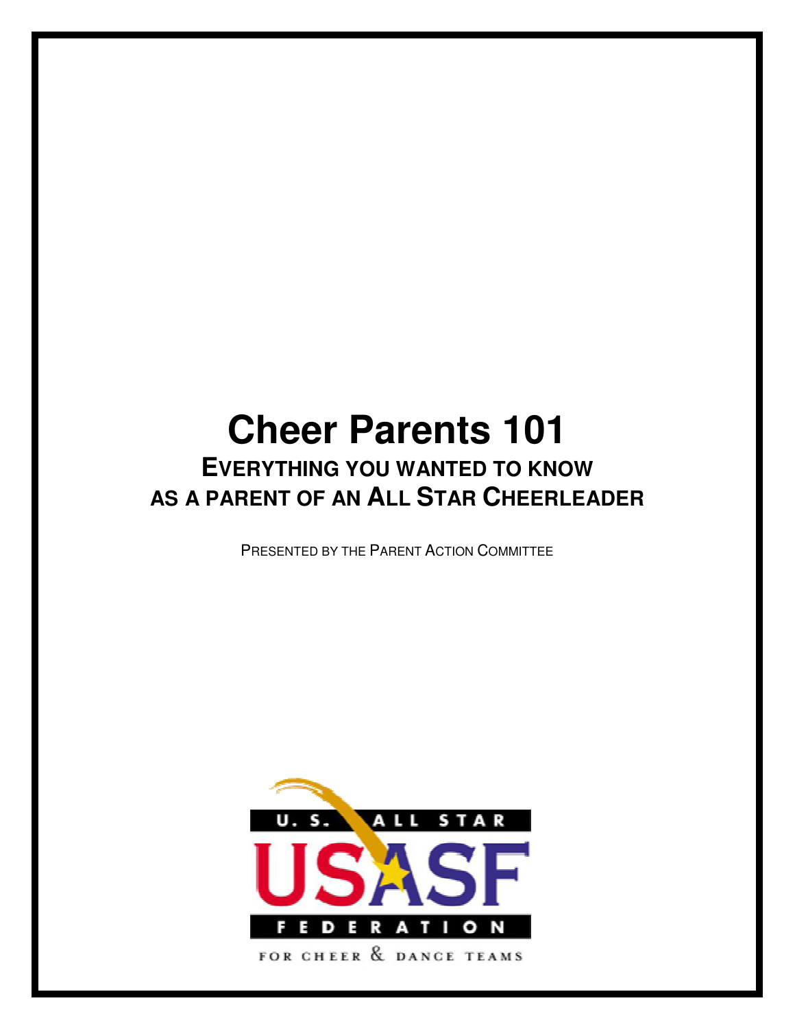# Cheer Parents 101

## EVERYTHING YOU WANTED TO KNOW AS A PARENT OF AN ALL STAR CHEERLEADER

PRESENTED BY THE PARENT ACTION COMMITTEE

U. S. ALL STAR

USASF

FEDERATION

FOR CHEER & DANCE TEAMS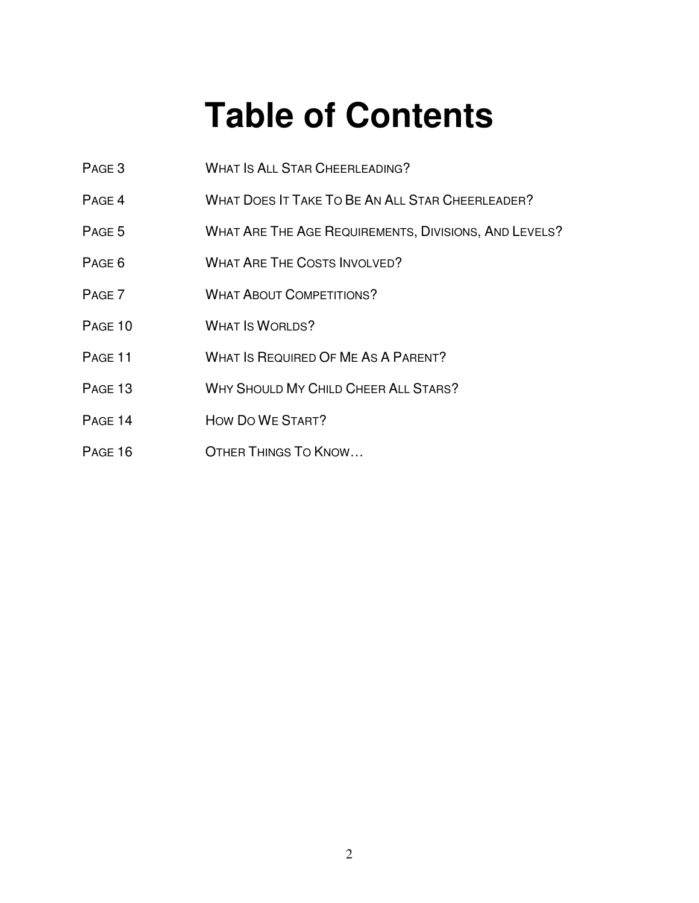# Table of Contents

| | |
|---|---|
| PAGE 3 | WHAT IS ALL STAR CHEERLEADING? |
| PAGE 4 | WHAT DOES IT TAKE TO BE AN ALL STAR CHEERLEADER? |
| PAGE 5 | WHAT ARE THE AGE REQUIREMENTS, DIVISIONS, AND LEVELS? |
| PAGE 6 | WHAT ARE THE COSTS INVOLVED? |
| PAGE 7 | WHAT ABOUT COMPETITIONS? |
| PAGE 10 | WHAT IS WORLDS? |
| PAGE 11 | WHAT IS REQUIRED OF ME AS A PARENT? |
| PAGE 13 | WHY SHOULD MY CHILD CHEER ALL STARS? |
| PAGE 14 | HOW DO WE START? |
| PAGE 16 | OTHER THINGS TO KNOW… |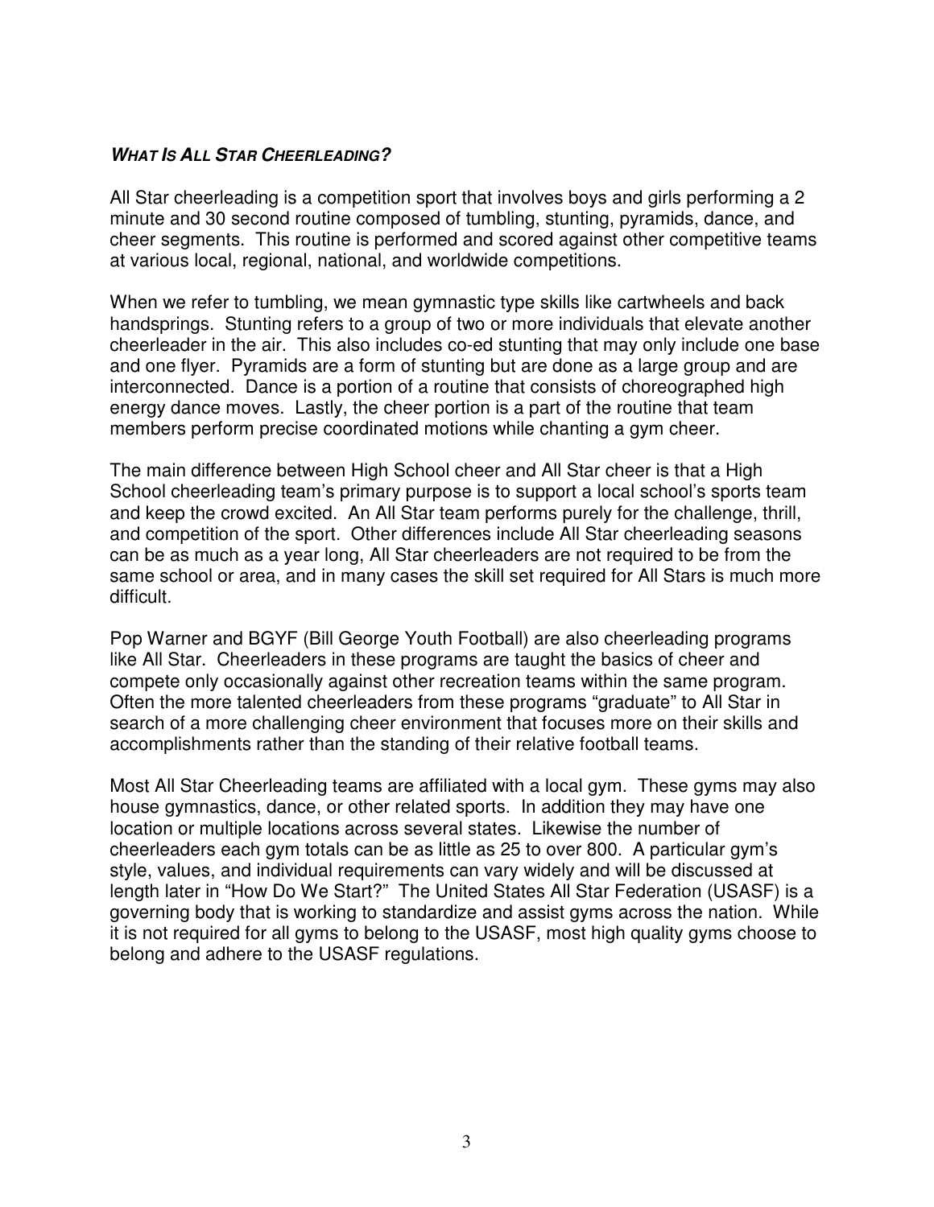### ***WHAT IS ALL STAR CHEERLEADING?***

All Star cheerleading is a competition sport that involves boys and girls performing a 2 minute and 30 second routine composed of tumbling, stunting, pyramids, dance, and cheer segments. This routine is performed and scored against other competitive teams at various local, regional, national, and worldwide competitions.

When we refer to tumbling, we mean gymnastic type skills like cartwheels and back handsprings. Stunting refers to a group of two or more individuals that elevate another cheerleader in the air. This also includes co-ed stunting that may only include one base and one flyer. Pyramids are a form of stunting but are done as a large group and are interconnected. Dance is a portion of a routine that consists of choreographed high energy dance moves. Lastly, the cheer portion is a part of the routine that team members perform precise coordinated motions while chanting a gym cheer.

The main difference between High School cheer and All Star cheer is that a High School cheerleading team's primary purpose is to support a local school's sports team and keep the crowd excited. An All Star team performs purely for the challenge, thrill, and competition of the sport. Other differences include All Star cheerleading seasons can be as much as a year long, All Star cheerleaders are not required to be from the same school or area, and in many cases the skill set required for All Stars is much more difficult.

Pop Warner and BGYF (Bill George Youth Football) are also cheerleading programs like All Star. Cheerleaders in these programs are taught the basics of cheer and compete only occasionally against other recreation teams within the same program. Often the more talented cheerleaders from these programs "graduate" to All Star in search of a more challenging cheer environment that focuses more on their skills and accomplishments rather than the standing of their relative football teams.

Most All Star Cheerleading teams are affiliated with a local gym. These gyms may also house gymnastics, dance, or other related sports. In addition they may have one location or multiple locations across several states. Likewise the number of cheerleaders each gym totals can be as little as 25 to over 800. A particular gym's style, values, and individual requirements can vary widely and will be discussed at length later in "How Do We Start?" The United States All Star Federation (USASF) is a governing body that is working to standardize and assist gyms across the nation. While it is not required for all gyms to belong to the USASF, most high quality gyms choose to belong and adhere to the USASF regulations.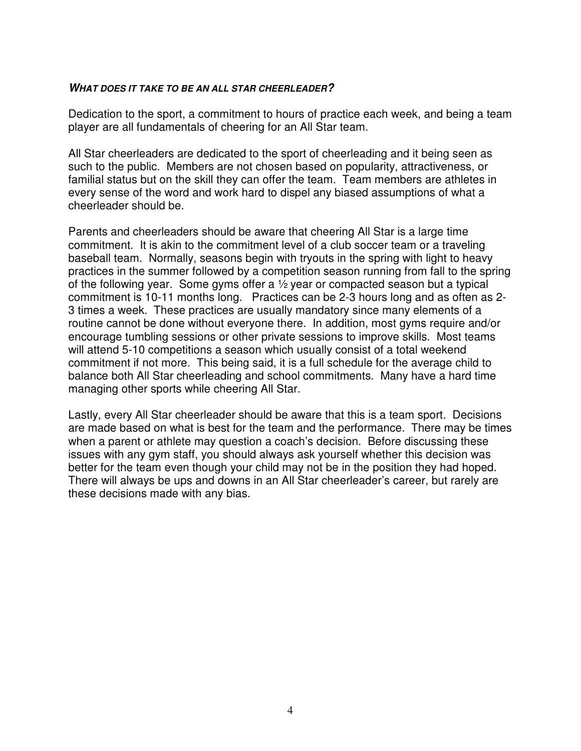***WHAT DOES IT TAKE TO BE AN ALL STAR CHEERLEADER?***

Dedication to the sport, a commitment to hours of practice each week, and being a team player are all fundamentals of cheering for an All Star team.

All Star cheerleaders are dedicated to the sport of cheerleading and it being seen as such to the public. Members are not chosen based on popularity, attractiveness, or familial status but on the skill they can offer the team. Team members are athletes in every sense of the word and work hard to dispel any biased assumptions of what a cheerleader should be.

Parents and cheerleaders should be aware that cheering All Star is a large time commitment. It is akin to the commitment level of a club soccer team or a traveling baseball team. Normally, seasons begin with tryouts in the spring with light to heavy practices in the summer followed by a competition season running from fall to the spring of the following year. Some gyms offer a ½ year or compacted season but a typical commitment is 10-11 months long. Practices can be 2-3 hours long and as often as 2-3 times a week. These practices are usually mandatory since many elements of a routine cannot be done without everyone there. In addition, most gyms require and/or encourage tumbling sessions or other private sessions to improve skills. Most teams will attend 5-10 competitions a season which usually consist of a total weekend commitment if not more. This being said, it is a full schedule for the average child to balance both All Star cheerleading and school commitments. Many have a hard time managing other sports while cheering All Star.

Lastly, every All Star cheerleader should be aware that this is a team sport. Decisions are made based on what is best for the team and the performance. There may be times when a parent or athlete may question a coach's decision. Before discussing these issues with any gym staff, you should always ask yourself whether this decision was better for the team even though your child may not be in the position they had hoped. There will always be ups and downs in an All Star cheerleader's career, but rarely are these decisions made with any bias.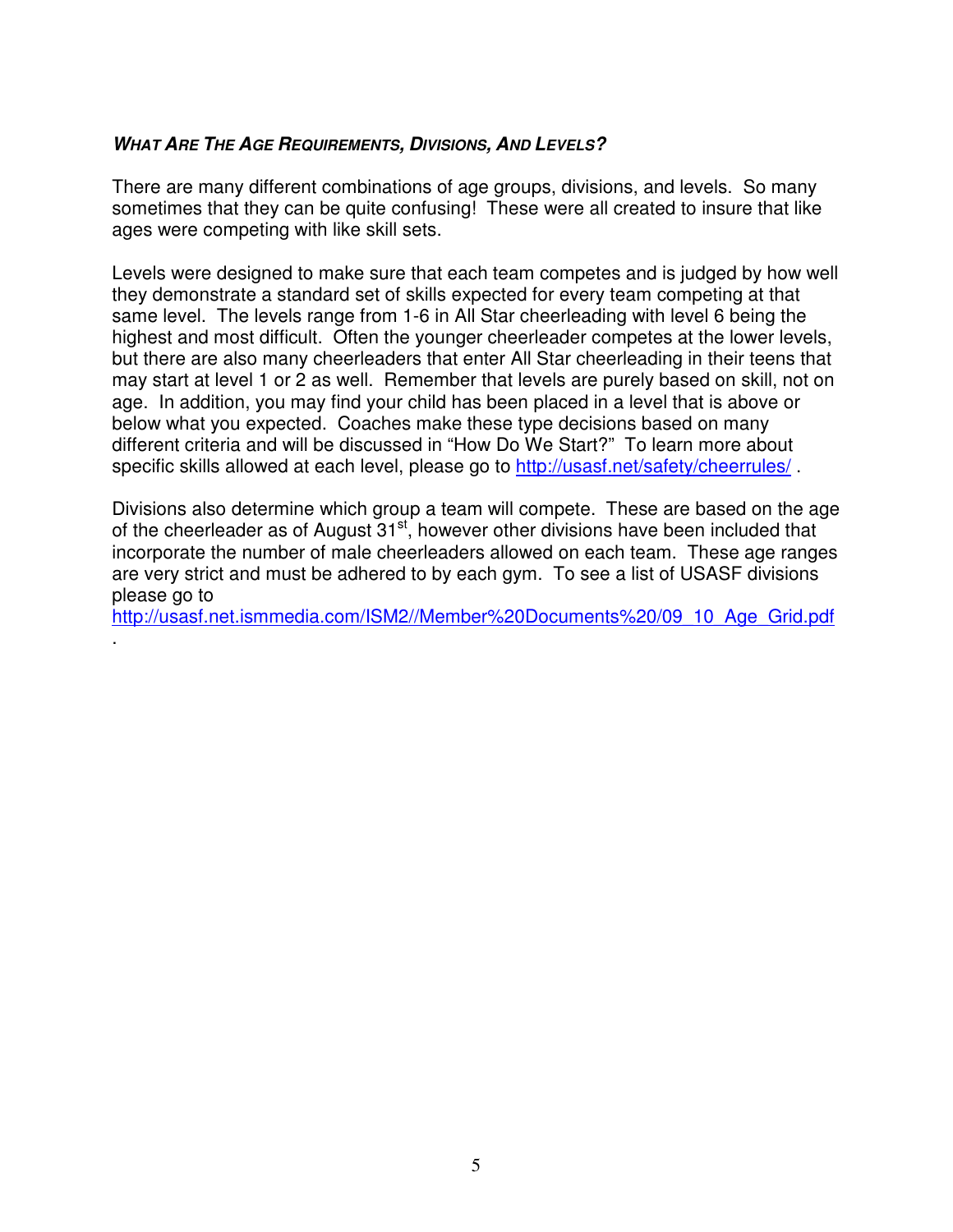### ***What Are The Age Requirements, Divisions, And Levels?***

There are many different combinations of age groups, divisions, and levels. So many sometimes that they can be quite confusing! These were all created to insure that like ages were competing with like skill sets.

Levels were designed to make sure that each team competes and is judged by how well they demonstrate a standard set of skills expected for every team competing at that same level. The levels range from 1-6 in All Star cheerleading with level 6 being the highest and most difficult. Often the younger cheerleader competes at the lower levels, but there are also many cheerleaders that enter All Star cheerleading in their teens that may start at level 1 or 2 as well. Remember that levels are purely based on skill, not on age. In addition, you may find your child has been placed in a level that is above or below what you expected. Coaches make these type decisions based on many different criteria and will be discussed in "How Do We Start?" To learn more about specific skills allowed at each level, please go to http://usasf.net/safety/cheerrules/ .

Divisions also determine which group a team will compete. These are based on the age of the cheerleader as of August 31st, however other divisions have been included that incorporate the number of male cheerleaders allowed on each team. These age ranges are very strict and must be adhered to by each gym. To see a list of USASF divisions please go to http://usasf.net.ismmedia.com/ISM2//Member%20Documents%20/09_10_Age_Grid.pdf .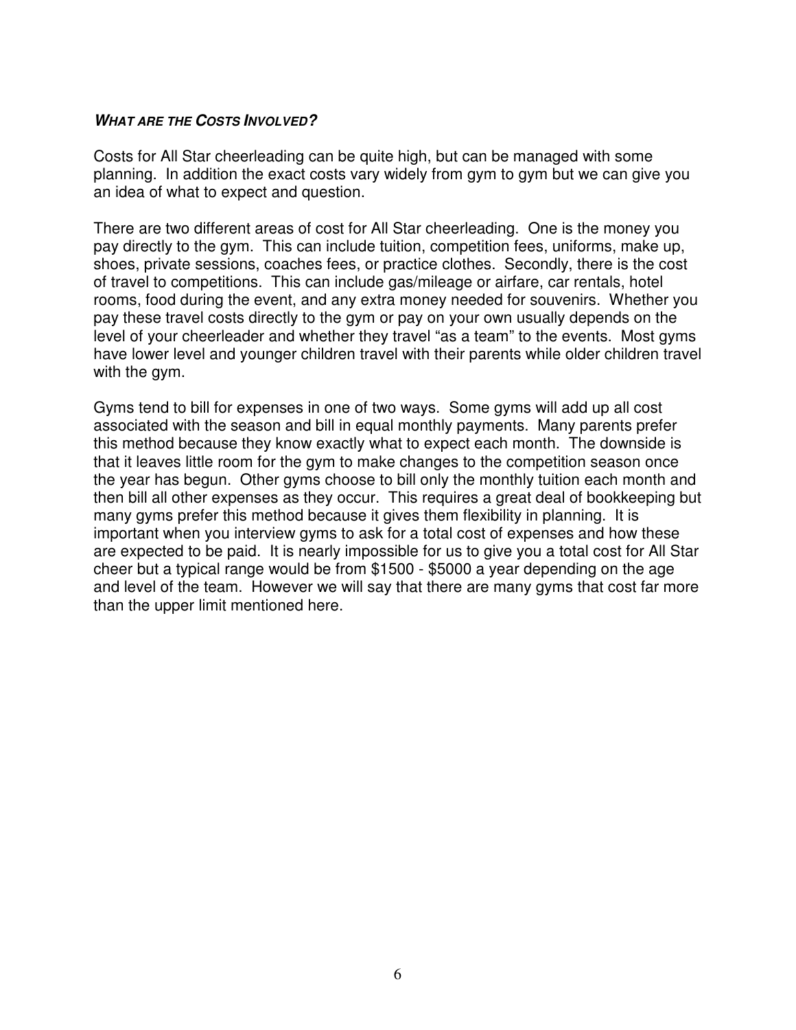### ***WHAT ARE THE COSTS INVOLVED?***

Costs for All Star cheerleading can be quite high, but can be managed with some planning. In addition the exact costs vary widely from gym to gym but we can give you an idea of what to expect and question.

There are two different areas of cost for All Star cheerleading. One is the money you pay directly to the gym. This can include tuition, competition fees, uniforms, make up, shoes, private sessions, coaches fees, or practice clothes. Secondly, there is the cost of travel to competitions. This can include gas/mileage or airfare, car rentals, hotel rooms, food during the event, and any extra money needed for souvenirs. Whether you pay these travel costs directly to the gym or pay on your own usually depends on the level of your cheerleader and whether they travel "as a team" to the events. Most gyms have lower level and younger children travel with their parents while older children travel with the gym.

Gyms tend to bill for expenses in one of two ways. Some gyms will add up all cost associated with the season and bill in equal monthly payments. Many parents prefer this method because they know exactly what to expect each month. The downside is that it leaves little room for the gym to make changes to the competition season once the year has begun. Other gyms choose to bill only the monthly tuition each month and then bill all other expenses as they occur. This requires a great deal of bookkeeping but many gyms prefer this method because it gives them flexibility in planning. It is important when you interview gyms to ask for a total cost of expenses and how these are expected to be paid. It is nearly impossible for us to give you a total cost for All Star cheer but a typical range would be from $1500 - $5000 a year depending on the age and level of the team. However we will say that there are many gyms that cost far more than the upper limit mentioned here.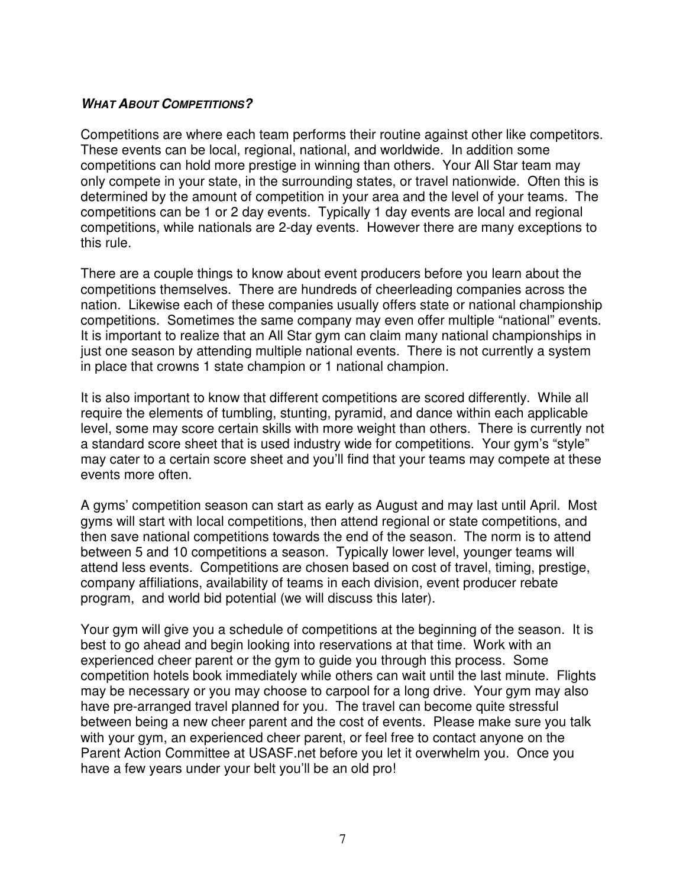### ***What About Competitions?***

Competitions are where each team performs their routine against other like competitors. These events can be local, regional, national, and worldwide. In addition some competitions can hold more prestige in winning than others. Your All Star team may only compete in your state, in the surrounding states, or travel nationwide. Often this is determined by the amount of competition in your area and the level of your teams. The competitions can be 1 or 2 day events. Typically 1 day events are local and regional competitions, while nationals are 2-day events. However there are many exceptions to this rule.

There are a couple things to know about event producers before you learn about the competitions themselves. There are hundreds of cheerleading companies across the nation. Likewise each of these companies usually offers state or national championship competitions. Sometimes the same company may even offer multiple "national" events. It is important to realize that an All Star gym can claim many national championships in just one season by attending multiple national events. There is not currently a system in place that crowns 1 state champion or 1 national champion.

It is also important to know that different competitions are scored differently. While all require the elements of tumbling, stunting, pyramid, and dance within each applicable level, some may score certain skills with more weight than others. There is currently not a standard score sheet that is used industry wide for competitions. Your gym's "style" may cater to a certain score sheet and you'll find that your teams may compete at these events more often.

A gyms' competition season can start as early as August and may last until April. Most gyms will start with local competitions, then attend regional or state competitions, and then save national competitions towards the end of the season. The norm is to attend between 5 and 10 competitions a season. Typically lower level, younger teams will attend less events. Competitions are chosen based on cost of travel, timing, prestige, company affiliations, availability of teams in each division, event producer rebate program, and world bid potential (we will discuss this later).

Your gym will give you a schedule of competitions at the beginning of the season. It is best to go ahead and begin looking into reservations at that time. Work with an experienced cheer parent or the gym to guide you through this process. Some competition hotels book immediately while others can wait until the last minute. Flights may be necessary or you may choose to carpool for a long drive. Your gym may also have pre-arranged travel planned for you. The travel can become quite stressful between being a new cheer parent and the cost of events. Please make sure you talk with your gym, an experienced cheer parent, or feel free to contact anyone on the Parent Action Committee at USASF.net before you let it overwhelm you. Once you have a few years under your belt you'll be an old pro!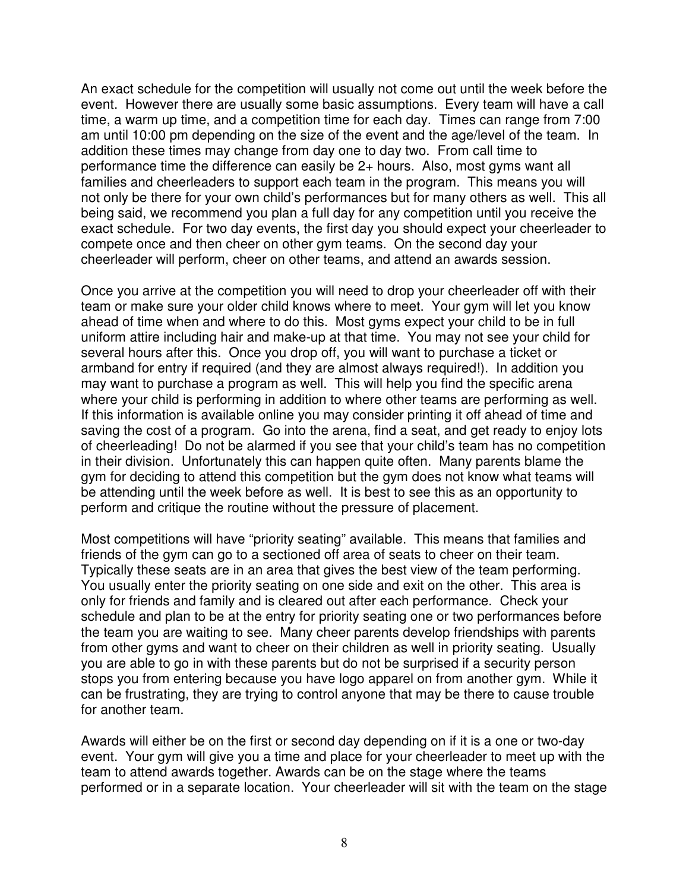An exact schedule for the competition will usually not come out until the week before the event. However there are usually some basic assumptions. Every team will have a call time, a warm up time, and a competition time for each day. Times can range from 7:00 am until 10:00 pm depending on the size of the event and the age/level of the team. In addition these times may change from day one to day two. From call time to performance time the difference can easily be 2+ hours. Also, most gyms want all families and cheerleaders to support each team in the program. This means you will not only be there for your own child's performances but for many others as well. This all being said, we recommend you plan a full day for any competition until you receive the exact schedule. For two day events, the first day you should expect your cheerleader to compete once and then cheer on other gym teams. On the second day your cheerleader will perform, cheer on other teams, and attend an awards session.

Once you arrive at the competition you will need to drop your cheerleader off with their team or make sure your older child knows where to meet. Your gym will let you know ahead of time when and where to do this. Most gyms expect your child to be in full uniform attire including hair and make-up at that time. You may not see your child for several hours after this. Once you drop off, you will want to purchase a ticket or armband for entry if required (and they are almost always required!). In addition you may want to purchase a program as well. This will help you find the specific arena where your child is performing in addition to where other teams are performing as well. If this information is available online you may consider printing it off ahead of time and saving the cost of a program. Go into the arena, find a seat, and get ready to enjoy lots of cheerleading! Do not be alarmed if you see that your child's team has no competition in their division. Unfortunately this can happen quite often. Many parents blame the gym for deciding to attend this competition but the gym does not know what teams will be attending until the week before as well. It is best to see this as an opportunity to perform and critique the routine without the pressure of placement.

Most competitions will have "priority seating" available. This means that families and friends of the gym can go to a sectioned off area of seats to cheer on their team. Typically these seats are in an area that gives the best view of the team performing. You usually enter the priority seating on one side and exit on the other. This area is only for friends and family and is cleared out after each performance. Check your schedule and plan to be at the entry for priority seating one or two performances before the team you are waiting to see. Many cheer parents develop friendships with parents from other gyms and want to cheer on their children as well in priority seating. Usually you are able to go in with these parents but do not be surprised if a security person stops you from entering because you have logo apparel on from another gym. While it can be frustrating, they are trying to control anyone that may be there to cause trouble for another team.

Awards will either be on the first or second day depending on if it is a one or two-day event. Your gym will give you a time and place for your cheerleader to meet up with the team to attend awards together. Awards can be on the stage where the teams performed or in a separate location. Your cheerleader will sit with the team on the stage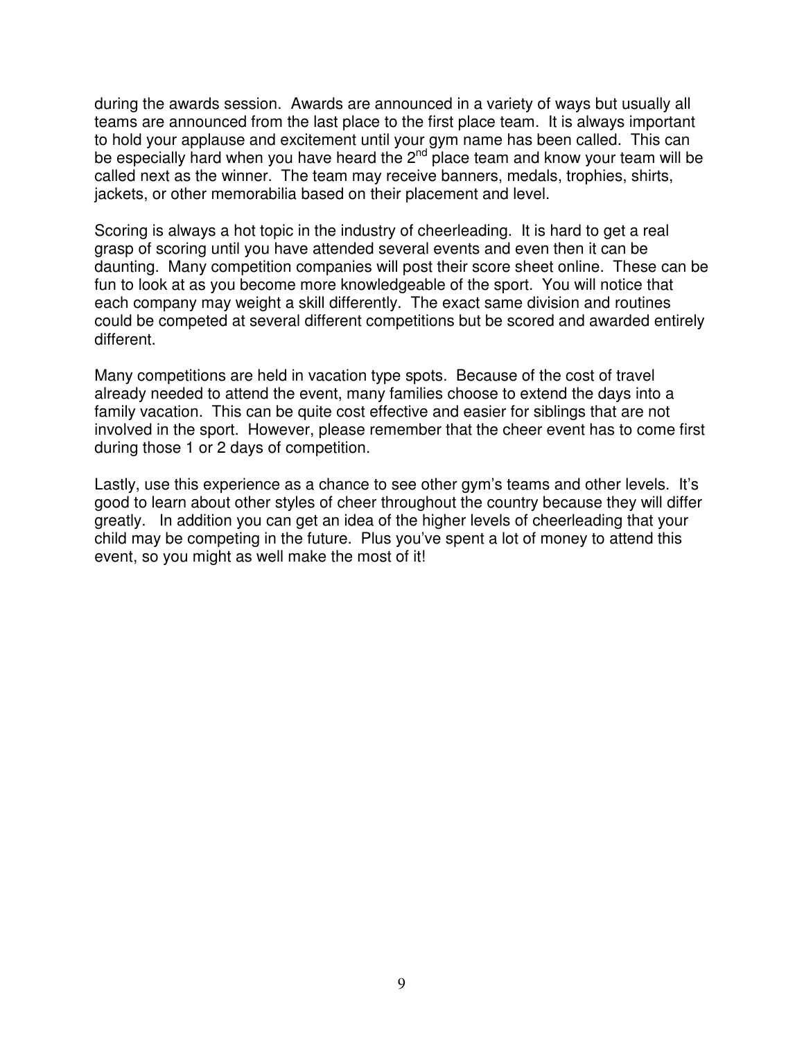during the awards session. Awards are announced in a variety of ways but usually all teams are announced from the last place to the first place team. It is always important to hold your applause and excitement until your gym name has been called. This can be especially hard when you have heard the 2nd place team and know your team will be called next as the winner. The team may receive banners, medals, trophies, shirts, jackets, or other memorabilia based on their placement and level.

Scoring is always a hot topic in the industry of cheerleading. It is hard to get a real grasp of scoring until you have attended several events and even then it can be daunting. Many competition companies will post their score sheet online. These can be fun to look at as you become more knowledgeable of the sport. You will notice that each company may weight a skill differently. The exact same division and routines could be competed at several different competitions but be scored and awarded entirely different.

Many competitions are held in vacation type spots. Because of the cost of travel already needed to attend the event, many families choose to extend the days into a family vacation. This can be quite cost effective and easier for siblings that are not involved in the sport. However, please remember that the cheer event has to come first during those 1 or 2 days of competition.

Lastly, use this experience as a chance to see other gym's teams and other levels. It's good to learn about other styles of cheer throughout the country because they will differ greatly. In addition you can get an idea of the higher levels of cheerleading that your child may be competing in the future. Plus you've spent a lot of money to attend this event, so you might as well make the most of it!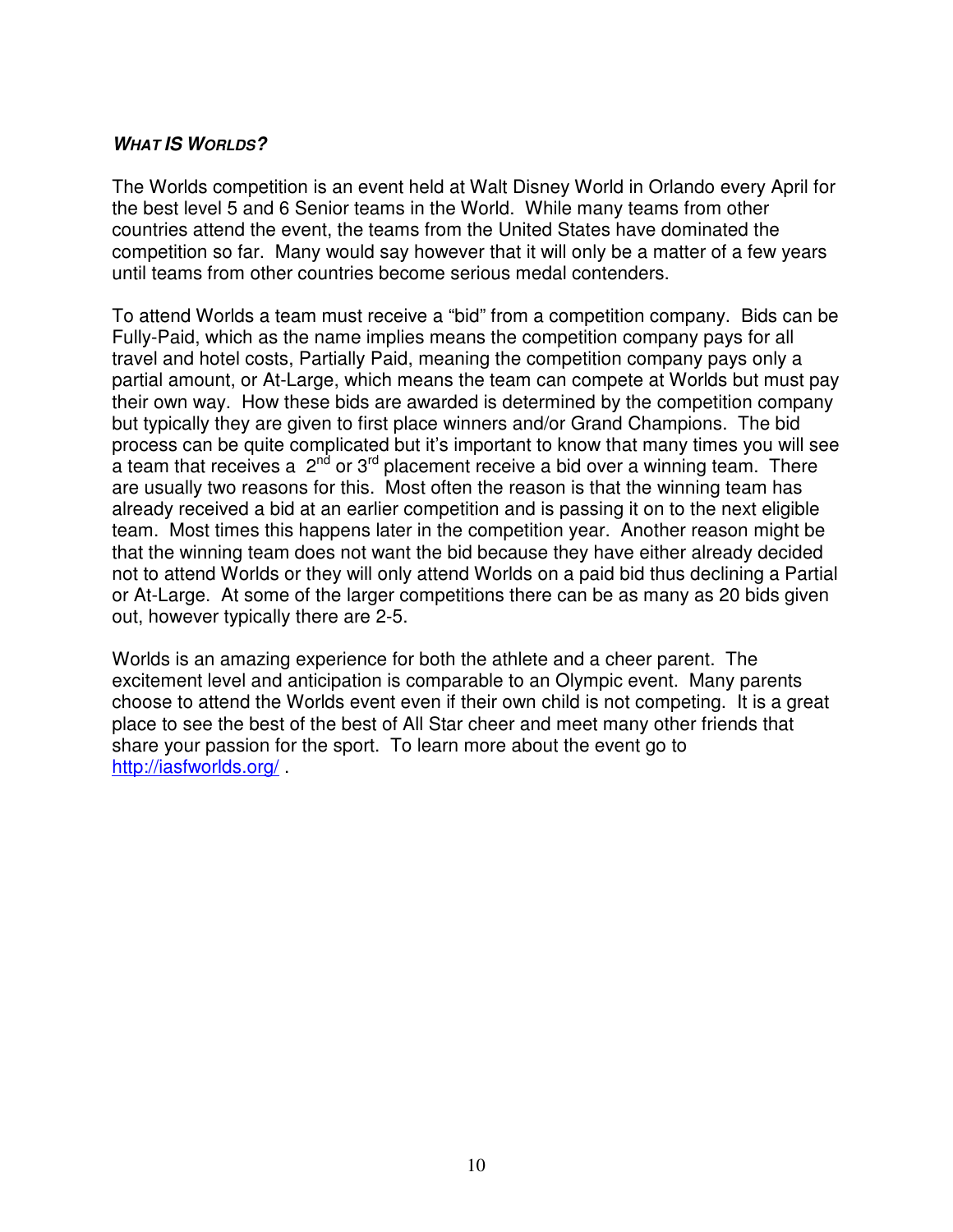### ***WHAT IS WORLDS?***

The Worlds competition is an event held at Walt Disney World in Orlando every April for the best level 5 and 6 Senior teams in the World. While many teams from other countries attend the event, the teams from the United States have dominated the competition so far. Many would say however that it will only be a matter of a few years until teams from other countries become serious medal contenders.

To attend Worlds a team must receive a "bid" from a competition company. Bids can be Fully-Paid, which as the name implies means the competition company pays for all travel and hotel costs, Partially Paid, meaning the competition company pays only a partial amount, or At-Large, which means the team can compete at Worlds but must pay their own way. How these bids are awarded is determined by the competition company but typically they are given to first place winners and/or Grand Champions. The bid process can be quite complicated but it's important to know that many times you will see a team that receives a 2nd or 3rd placement receive a bid over a winning team. There are usually two reasons for this. Most often the reason is that the winning team has already received a bid at an earlier competition and is passing it on to the next eligible team. Most times this happens later in the competition year. Another reason might be that the winning team does not want the bid because they have either already decided not to attend Worlds or they will only attend Worlds on a paid bid thus declining a Partial or At-Large. At some of the larger competitions there can be as many as 20 bids given out, however typically there are 2-5.

Worlds is an amazing experience for both the athlete and a cheer parent. The excitement level and anticipation is comparable to an Olympic event. Many parents choose to attend the Worlds event even if their own child is not competing. It is a great place to see the best of the best of All Star cheer and meet many other friends that share your passion for the sport. To learn more about the event go to [http://iasfworlds.org/](http://iasfworlds.org/) .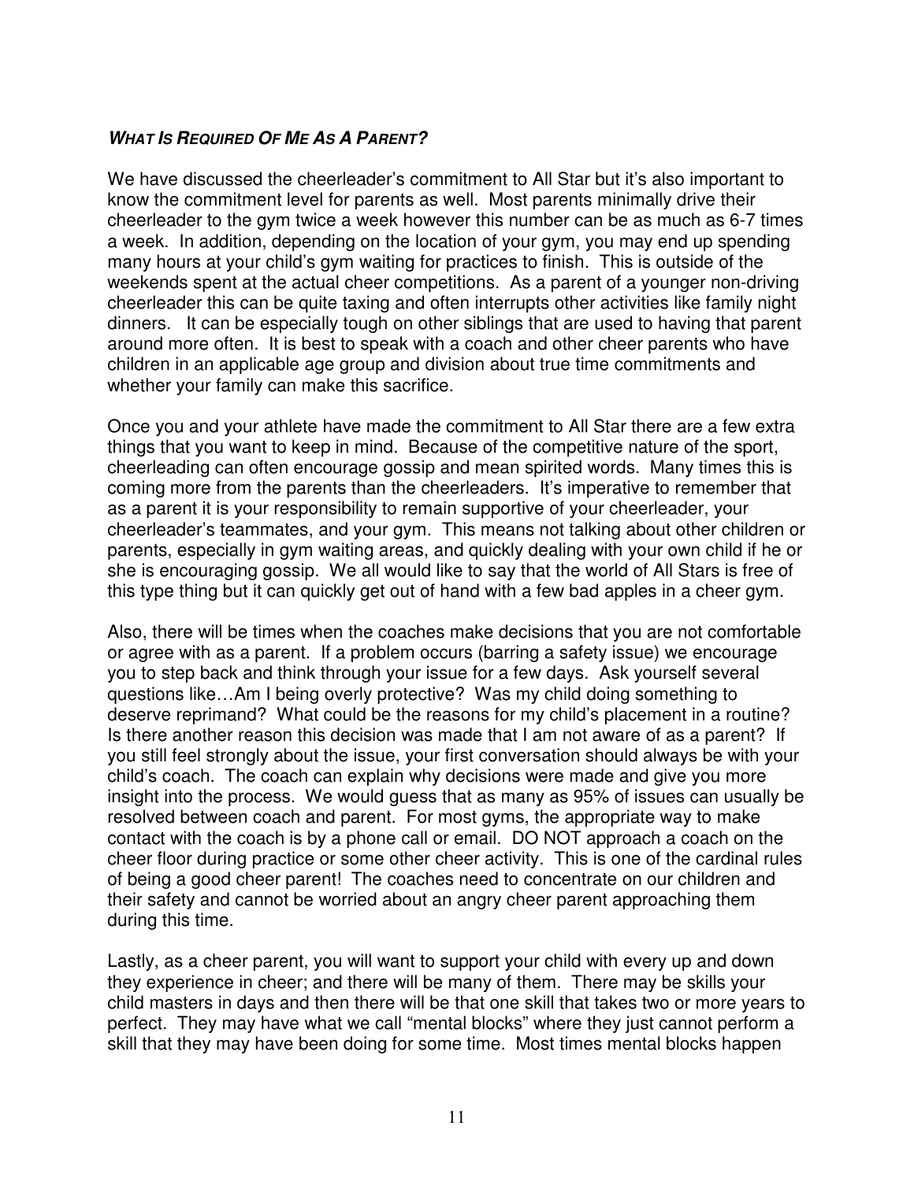### ***What Is Required Of Me As A Parent?***

We have discussed the cheerleader's commitment to All Star but it's also important to know the commitment level for parents as well. Most parents minimally drive their cheerleader to the gym twice a week however this number can be as much as 6-7 times a week. In addition, depending on the location of your gym, you may end up spending many hours at your child's gym waiting for practices to finish. This is outside of the weekends spent at the actual cheer competitions. As a parent of a younger non-driving cheerleader this can be quite taxing and often interrupts other activities like family night dinners. It can be especially tough on other siblings that are used to having that parent around more often. It is best to speak with a coach and other cheer parents who have children in an applicable age group and division about true time commitments and whether your family can make this sacrifice.

Once you and your athlete have made the commitment to All Star there are a few extra things that you want to keep in mind. Because of the competitive nature of the sport, cheerleading can often encourage gossip and mean spirited words. Many times this is coming more from the parents than the cheerleaders. It's imperative to remember that as a parent it is your responsibility to remain supportive of your cheerleader, your cheerleader's teammates, and your gym. This means not talking about other children or parents, especially in gym waiting areas, and quickly dealing with your own child if he or she is encouraging gossip. We all would like to say that the world of All Stars is free of this type thing but it can quickly get out of hand with a few bad apples in a cheer gym.

Also, there will be times when the coaches make decisions that you are not comfortable or agree with as a parent. If a problem occurs (barring a safety issue) we encourage you to step back and think through your issue for a few days. Ask yourself several questions like…Am I being overly protective? Was my child doing something to deserve reprimand? What could be the reasons for my child's placement in a routine? Is there another reason this decision was made that I am not aware of as a parent? If you still feel strongly about the issue, your first conversation should always be with your child's coach. The coach can explain why decisions were made and give you more insight into the process. We would guess that as many as 95% of issues can usually be resolved between coach and parent. For most gyms, the appropriate way to make contact with the coach is by a phone call or email. DO NOT approach a coach on the cheer floor during practice or some other cheer activity. This is one of the cardinal rules of being a good cheer parent! The coaches need to concentrate on our children and their safety and cannot be worried about an angry cheer parent approaching them during this time.

Lastly, as a cheer parent, you will want to support your child with every up and down they experience in cheer; and there will be many of them. There may be skills your child masters in days and then there will be that one skill that takes two or more years to perfect. They may have what we call "mental blocks" where they just cannot perform a skill that they may have been doing for some time. Most times mental blocks happen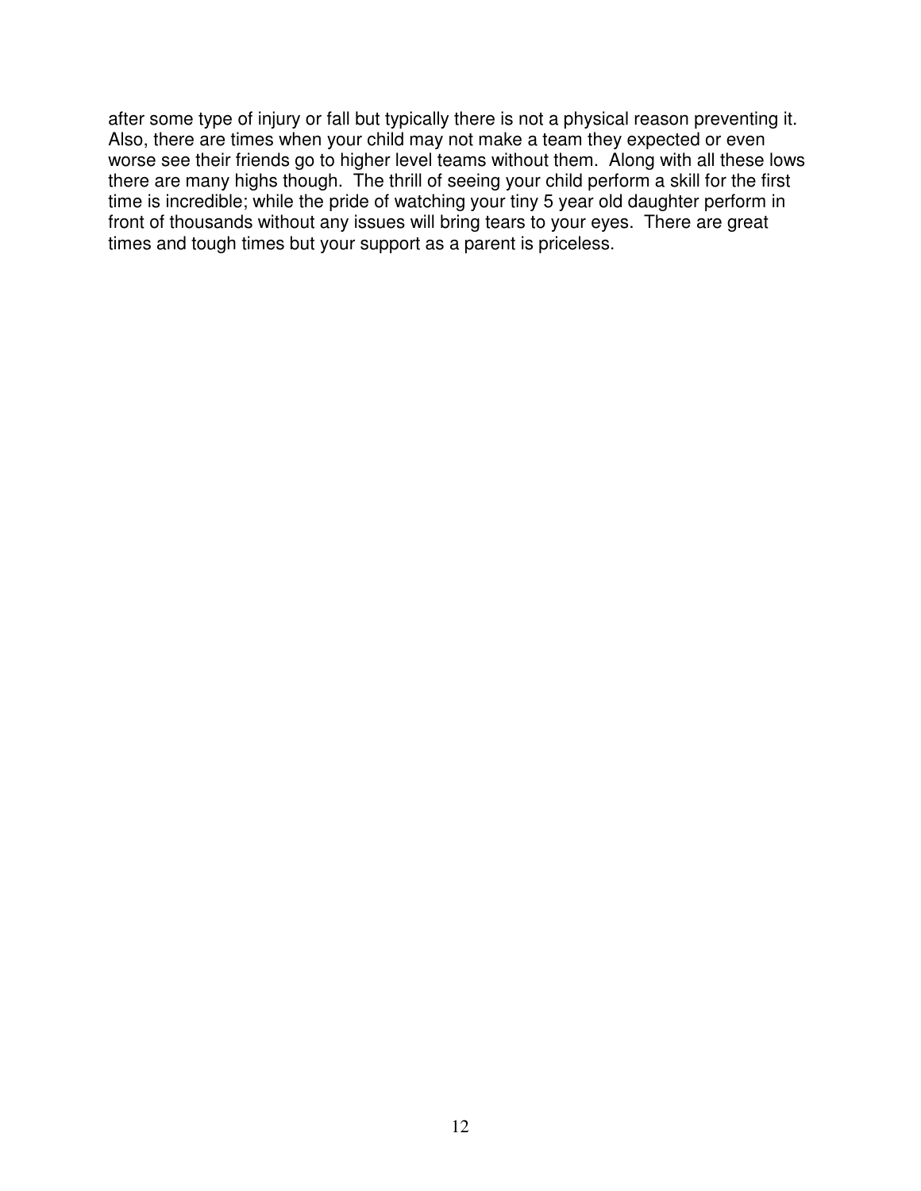after some type of injury or fall but typically there is not a physical reason preventing it. Also, there are times when your child may not make a team they expected or even worse see their friends go to higher level teams without them. Along with all these lows there are many highs though. The thrill of seeing your child perform a skill for the first time is incredible; while the pride of watching your tiny 5 year old daughter perform in front of thousands without any issues will bring tears to your eyes. There are great times and tough times but your support as a parent is priceless.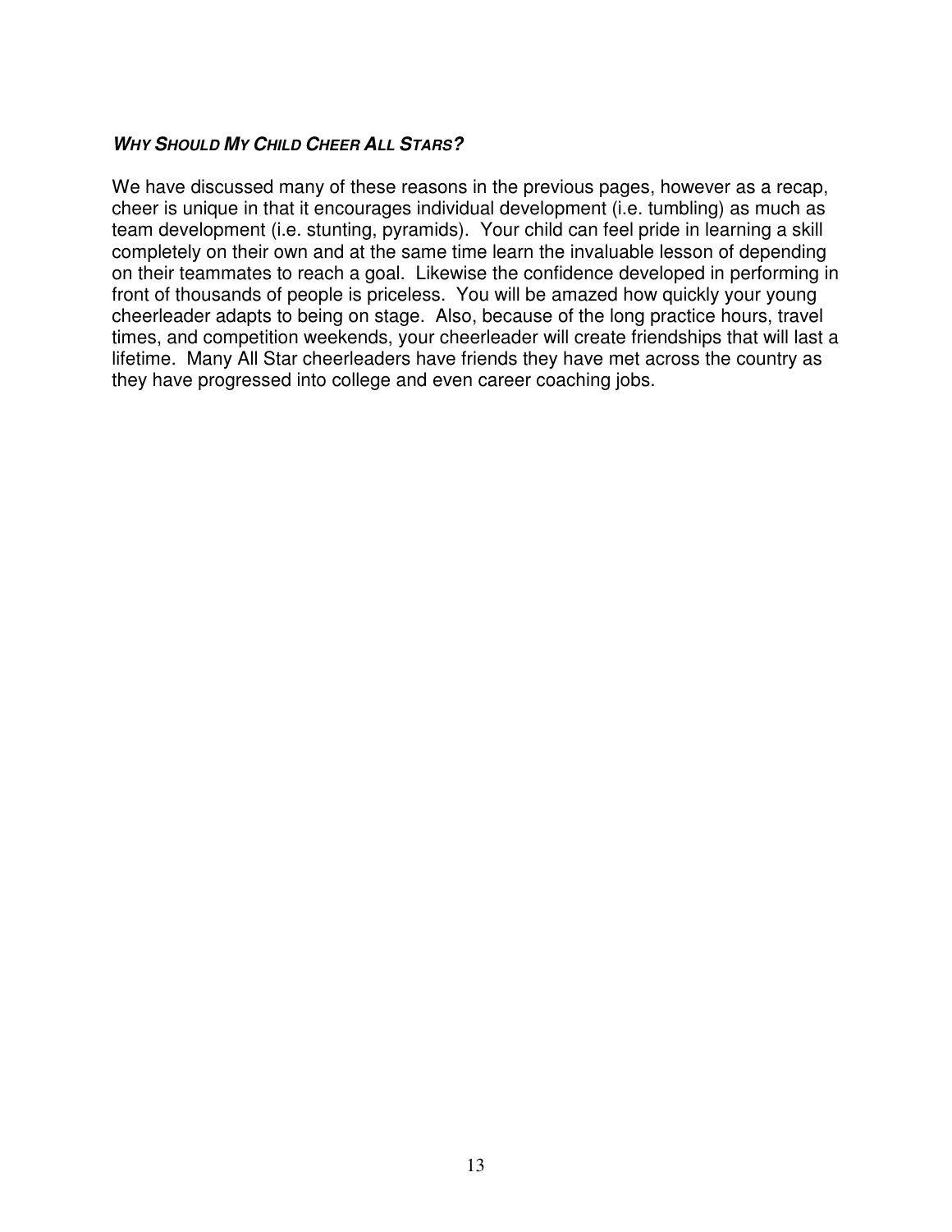### ***Why Should My Child Cheer All Stars?***

We have discussed many of these reasons in the previous pages, however as a recap, cheer is unique in that it encourages individual development (i.e. tumbling) as much as team development (i.e. stunting, pyramids). Your child can feel pride in learning a skill completely on their own and at the same time learn the invaluable lesson of depending on their teammates to reach a goal. Likewise the confidence developed in performing in front of thousands of people is priceless. You will be amazed how quickly your young cheerleader adapts to being on stage. Also, because of the long practice hours, travel times, and competition weekends, your cheerleader will create friendships that will last a lifetime. Many All Star cheerleaders have friends they have met across the country as they have progressed into college and even career coaching jobs.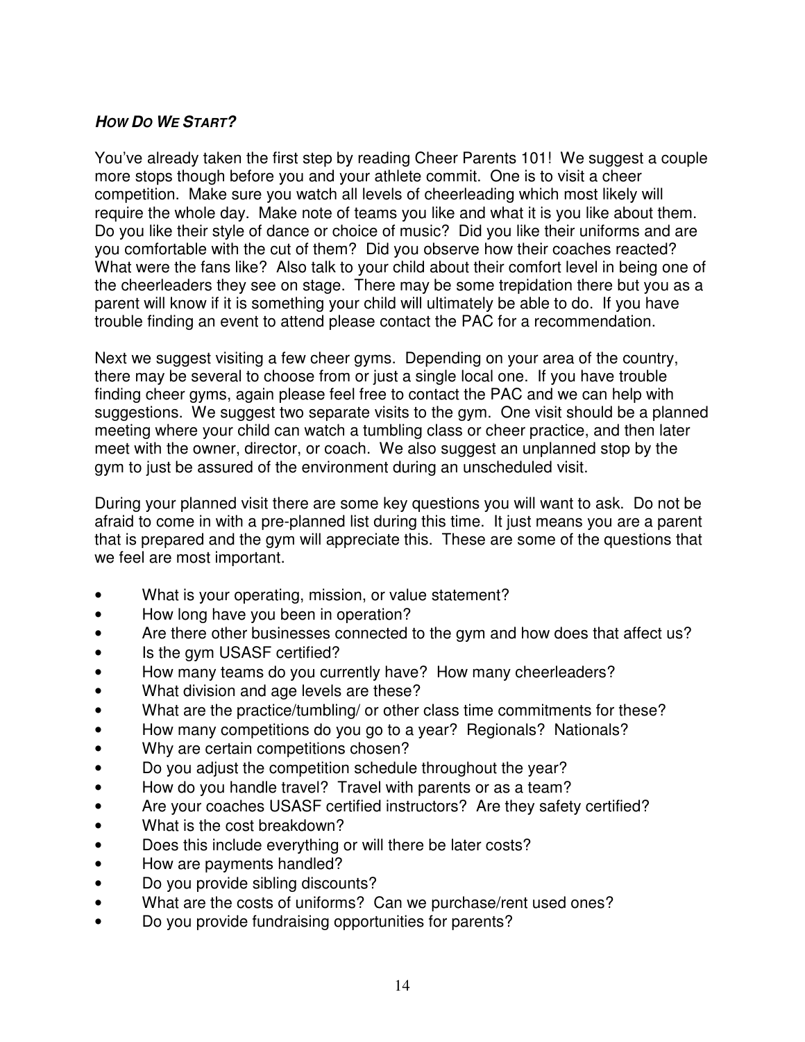### ***How Do We Start?***

You've already taken the first step by reading Cheer Parents 101! We suggest a couple more stops though before you and your athlete commit. One is to visit a cheer competition. Make sure you watch all levels of cheerleading which most likely will require the whole day. Make note of teams you like and what it is you like about them. Do you like their style of dance or choice of music? Did you like their uniforms and are you comfortable with the cut of them? Did you observe how their coaches reacted? What were the fans like? Also talk to your child about their comfort level in being one of the cheerleaders they see on stage. There may be some trepidation there but you as a parent will know if it is something your child will ultimately be able to do. If you have trouble finding an event to attend please contact the PAC for a recommendation.

Next we suggest visiting a few cheer gyms. Depending on your area of the country, there may be several to choose from or just a single local one. If you have trouble finding cheer gyms, again please feel free to contact the PAC and we can help with suggestions. We suggest two separate visits to the gym. One visit should be a planned meeting where your child can watch a tumbling class or cheer practice, and then later meet with the owner, director, or coach. We also suggest an unplanned stop by the gym to just be assured of the environment during an unscheduled visit.

During your planned visit there are some key questions you will want to ask. Do not be afraid to come in with a pre-planned list during this time. It just means you are a parent that is prepared and the gym will appreciate this. These are some of the questions that we feel are most important.

- What is your operating, mission, or value statement?
- How long have you been in operation?
- Are there other businesses connected to the gym and how does that affect us?
- Is the gym USASF certified?
- How many teams do you currently have? How many cheerleaders?
- What division and age levels are these?
- What are the practice/tumbling/ or other class time commitments for these?
- How many competitions do you go to a year? Regionals? Nationals?
- Why are certain competitions chosen?
- Do you adjust the competition schedule throughout the year?
- How do you handle travel? Travel with parents or as a team?
- Are your coaches USASF certified instructors? Are they safety certified?
- What is the cost breakdown?
- Does this include everything or will there be later costs?
- How are payments handled?
- Do you provide sibling discounts?
- What are the costs of uniforms? Can we purchase/rent used ones?
- Do you provide fundraising opportunities for parents?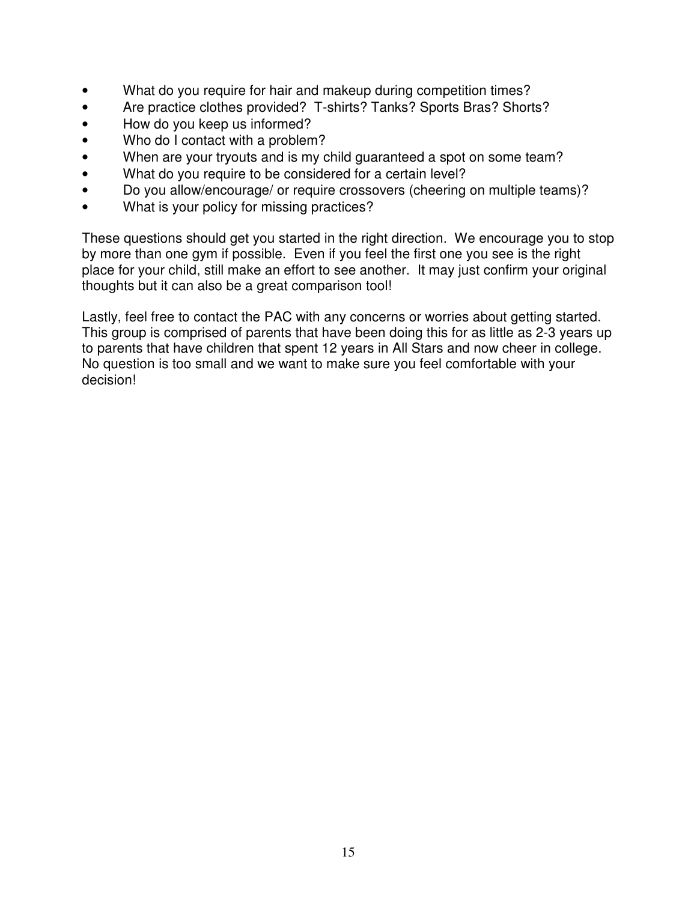- What do you require for hair and makeup during competition times?
- Are practice clothes provided? T-shirts? Tanks? Sports Bras? Shorts?
- How do you keep us informed?
- Who do I contact with a problem?
- When are your tryouts and is my child guaranteed a spot on some team?
- What do you require to be considered for a certain level?
- Do you allow/encourage/ or require crossovers (cheering on multiple teams)?
- What is your policy for missing practices?

These questions should get you started in the right direction. We encourage you to stop by more than one gym if possible. Even if you feel the first one you see is the right place for your child, still make an effort to see another. It may just confirm your original thoughts but it can also be a great comparison tool!

Lastly, feel free to contact the PAC with any concerns or worries about getting started. This group is comprised of parents that have been doing this for as little as 2-3 years up to parents that have children that spent 12 years in All Stars and now cheer in college. No question is too small and we want to make sure you feel comfortable with your decision!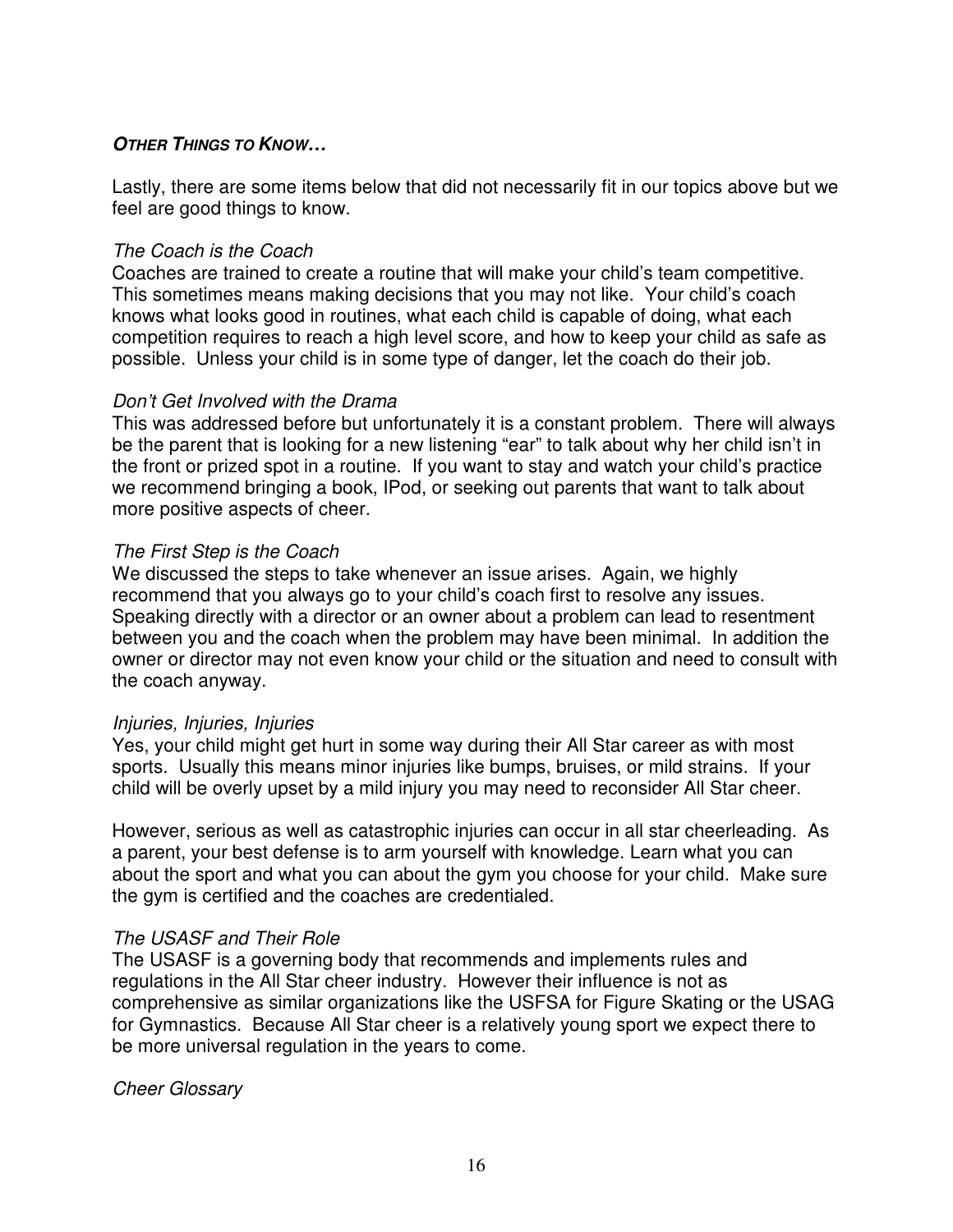## ***Other Things to Know…***

Lastly, there are some items below that did not necessarily fit in our topics above but we feel are good things to know.

*The Coach is the Coach*

Coaches are trained to create a routine that will make your child's team competitive. This sometimes means making decisions that you may not like. Your child's coach knows what looks good in routines, what each child is capable of doing, what each competition requires to reach a high level score, and how to keep your child as safe as possible. Unless your child is in some type of danger, let the coach do their job.

*Don't Get Involved with the Drama*

This was addressed before but unfortunately it is a constant problem. There will always be the parent that is looking for a new listening "ear" to talk about why her child isn't in the front or prized spot in a routine. If you want to stay and watch your child's practice we recommend bringing a book, IPod, or seeking out parents that want to talk about more positive aspects of cheer.

*The First Step is the Coach*

We discussed the steps to take whenever an issue arises. Again, we highly recommend that you always go to your child's coach first to resolve any issues. Speaking directly with a director or an owner about a problem can lead to resentment between you and the coach when the problem may have been minimal. In addition the owner or director may not even know your child or the situation and need to consult with the coach anyway.

*Injuries, Injuries, Injuries*

Yes, your child might get hurt in some way during their All Star career as with most sports. Usually this means minor injuries like bumps, bruises, or mild strains. If your child will be overly upset by a mild injury you may need to reconsider All Star cheer.

However, serious as well as catastrophic injuries can occur in all star cheerleading. As a parent, your best defense is to arm yourself with knowledge. Learn what you can about the sport and what you can about the gym you choose for your child. Make sure the gym is certified and the coaches are credentialed.

*The USASF and Their Role*

The USASF is a governing body that recommends and implements rules and regulations in the All Star cheer industry. However their influence is not as comprehensive as similar organizations like the USFSA for Figure Skating or the USAG for Gymnastics. Because All Star cheer is a relatively young sport we expect there to be more universal regulation in the years to come.

*Cheer Glossary*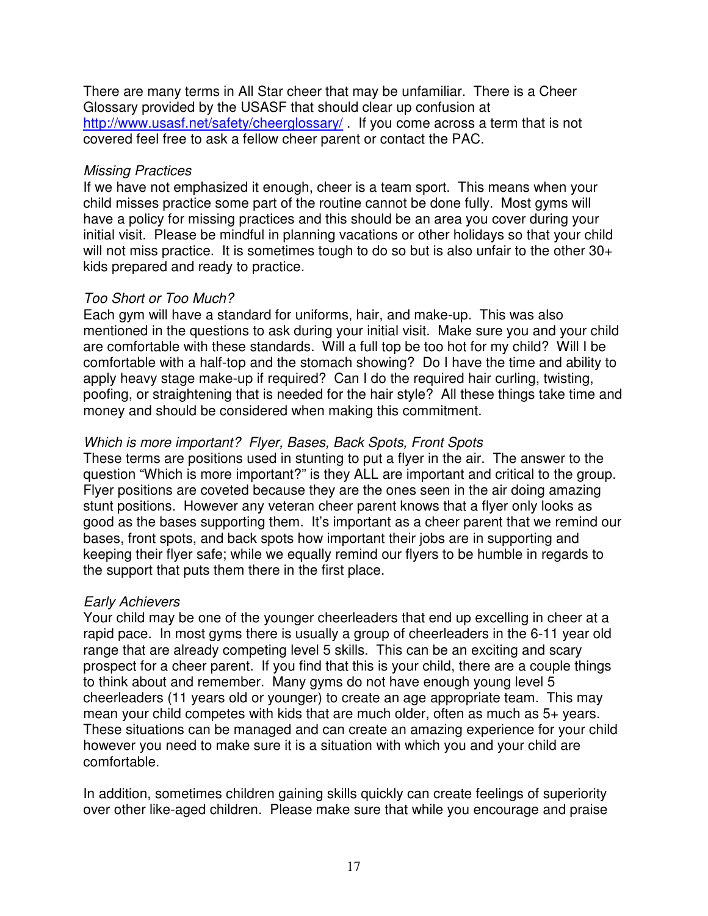There are many terms in All Star cheer that may be unfamiliar. There is a Cheer Glossary provided by the USASF that should clear up confusion at http://www.usasf.net/safety/cheerglossary/ . If you come across a term that is not covered feel free to ask a fellow cheer parent or contact the PAC.

*Missing Practices*

If we have not emphasized it enough, cheer is a team sport. This means when your child misses practice some part of the routine cannot be done fully. Most gyms will have a policy for missing practices and this should be an area you cover during your initial visit. Please be mindful in planning vacations or other holidays so that your child will not miss practice. It is sometimes tough to do so but is also unfair to the other 30+ kids prepared and ready to practice.

*Too Short or Too Much?*

Each gym will have a standard for uniforms, hair, and make-up. This was also mentioned in the questions to ask during your initial visit. Make sure you and your child are comfortable with these standards. Will a full top be too hot for my child? Will I be comfortable with a half-top and the stomach showing? Do I have the time and ability to apply heavy stage make-up if required? Can I do the required hair curling, twisting, poofing, or straightening that is needed for the hair style? All these things take time and money and should be considered when making this commitment.

*Which is more important? Flyer, Bases, Back Spots, Front Spots*

These terms are positions used in stunting to put a flyer in the air. The answer to the question "Which is more important?" is they ALL are important and critical to the group. Flyer positions are coveted because they are the ones seen in the air doing amazing stunt positions. However any veteran cheer parent knows that a flyer only looks as good as the bases supporting them. It's important as a cheer parent that we remind our bases, front spots, and back spots how important their jobs are in supporting and keeping their flyer safe; while we equally remind our flyers to be humble in regards to the support that puts them there in the first place.

*Early Achievers*

Your child may be one of the younger cheerleaders that end up excelling in cheer at a rapid pace. In most gyms there is usually a group of cheerleaders in the 6-11 year old range that are already competing level 5 skills. This can be an exciting and scary prospect for a cheer parent. If you find that this is your child, there are a couple things to think about and remember. Many gyms do not have enough young level 5 cheerleaders (11 years old or younger) to create an age appropriate team. This may mean your child competes with kids that are much older, often as much as 5+ years. These situations can be managed and can create an amazing experience for your child however you need to make sure it is a situation with which you and your child are comfortable.

In addition, sometimes children gaining skills quickly can create feelings of superiority over other like-aged children. Please make sure that while you encourage and praise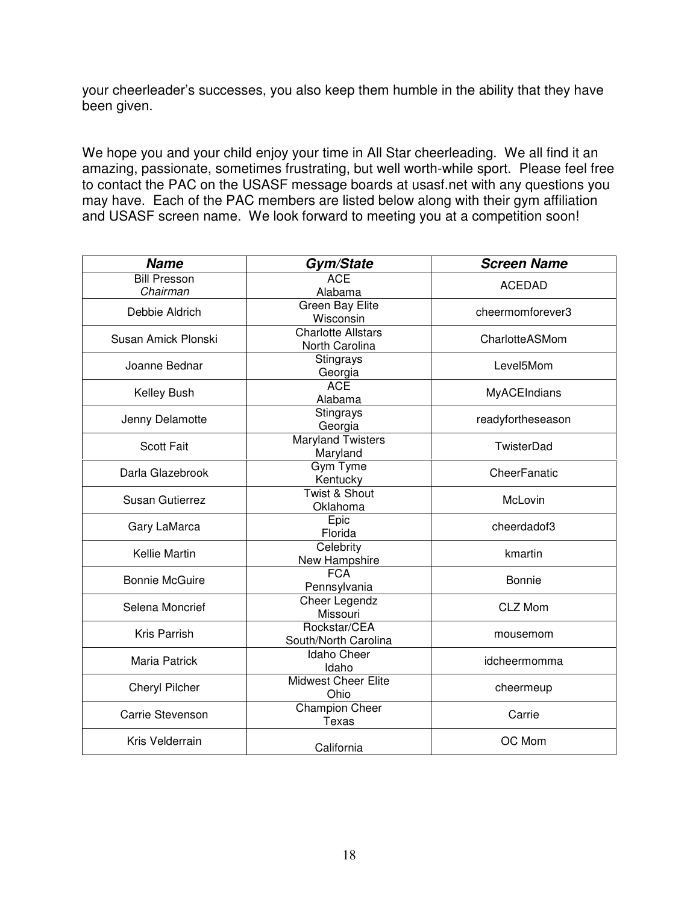your cheerleader's successes, you also keep them humble in the ability that they have been given.

We hope you and your child enjoy your time in All Star cheerleading. We all find it an amazing, passionate, sometimes frustrating, but well worth-while sport. Please feel free to contact the PAC on the USASF message boards at usasf.net with any questions you may have. Each of the PAC members are listed below along with their gym affiliation and USASF screen name. We look forward to meeting you at a competition soon!

| ***Name*** | ***Gym/State*** | ***Screen Name*** |
|---|---|---|
| Bill Presson *Chairman* | ACE Alabama | ACEDAD |
| Debbie Aldrich | Green Bay Elite Wisconsin | cheermomforever3 |
| Susan Amick Plonski | Charlotte Allstars North Carolina | CharlotteASMom |
| Joanne Bednar | Stingrays Georgia | Level5Mom |
| Kelley Bush | ACE Alabama | MyACEIndians |
| Jenny Delamotte | Stingrays Georgia | readyfortheseason |
| Scott Fait | Maryland Twisters Maryland | TwisterDad |
| Darla Glazebrook | Gym Tyme Kentucky | CheerFanatic |
| Susan Gutierrez | Twist & Shout Oklahoma | McLovin |
| Gary LaMarca | Epic Florida | cheerdadof3 |
| Kellie Martin | Celebrity New Hampshire | kmartin |
| Bonnie McGuire | FCA Pennsylvania | Bonnie |
| Selena Moncrief | Cheer Legendz Missouri | CLZ Mom |
| Kris Parrish | Rockstar/CEA South/North Carolina | mousemom |
| Maria Patrick | Idaho Cheer Idaho | idcheermomma |
| Cheryl Pilcher | Midwest Cheer Elite Ohio | cheermeup |
| Carrie Stevenson | Champion Cheer Texas | Carrie |
| Kris Velderrain | California | OC Mom |